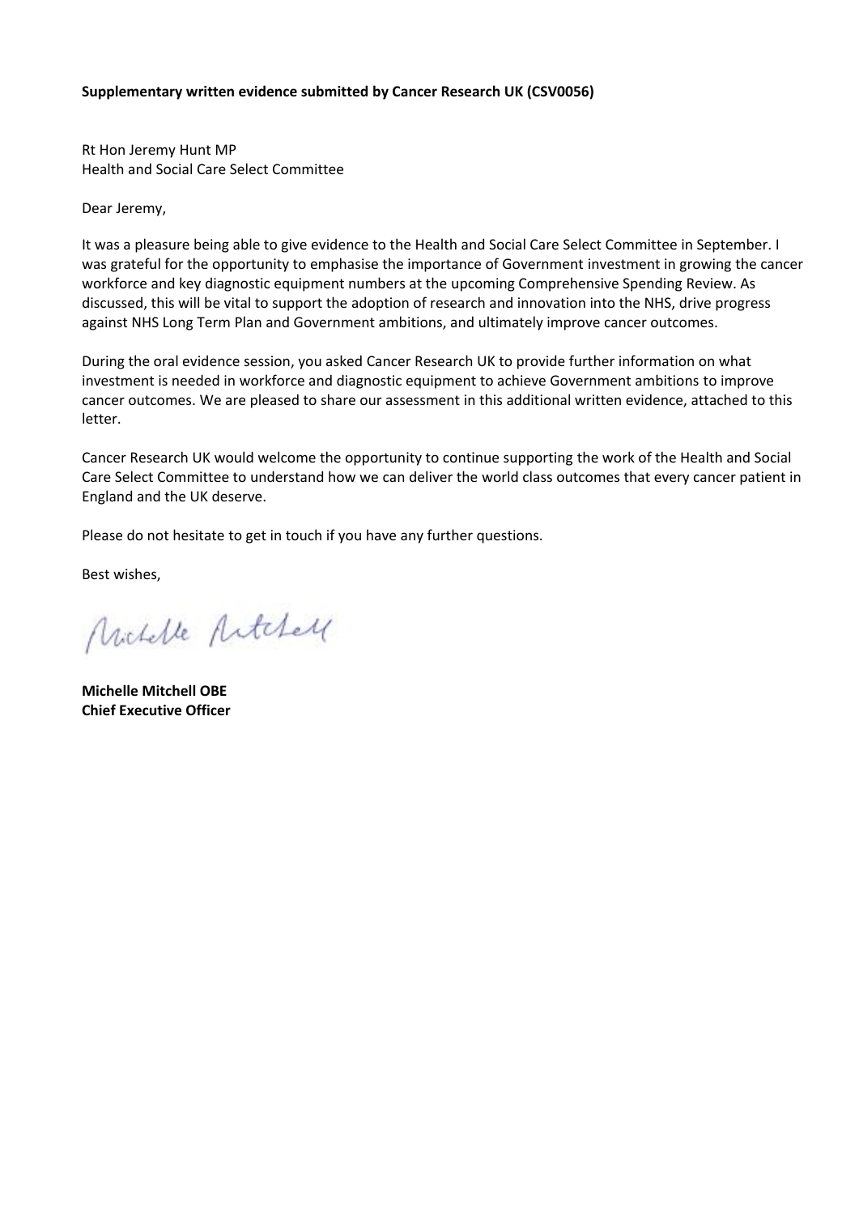**Supplementary written evidence submitted by Cancer Research UK (CSV0056)**

Rt Hon Jeremy Hunt MP
Health and Social Care Select Committee

Dear Jeremy,

It was a pleasure being able to give evidence to the Health and Social Care Select Committee in September. I was grateful for the opportunity to emphasise the importance of Government investment in growing the cancer workforce and key diagnostic equipment numbers at the upcoming Comprehensive Spending Review. As discussed, this will be vital to support the adoption of research and innovation into the NHS, drive progress against NHS Long Term Plan and Government ambitions, and ultimately improve cancer outcomes.

During the oral evidence session, you asked Cancer Research UK to provide further information on what investment is needed in workforce and diagnostic equipment to achieve Government ambitions to improve cancer outcomes. We are pleased to share our assessment in this additional written evidence, attached to this letter.

Cancer Research UK would welcome the opportunity to continue supporting the work of the Health and Social Care Select Committee to understand how we can deliver the world class outcomes that every cancer patient in England and the UK deserve.

Please do not hesitate to get in touch if you have any further questions.

Best wishes,

Michelle Mitchell

**Michelle Mitchell OBE**
**Chief Executive Officer**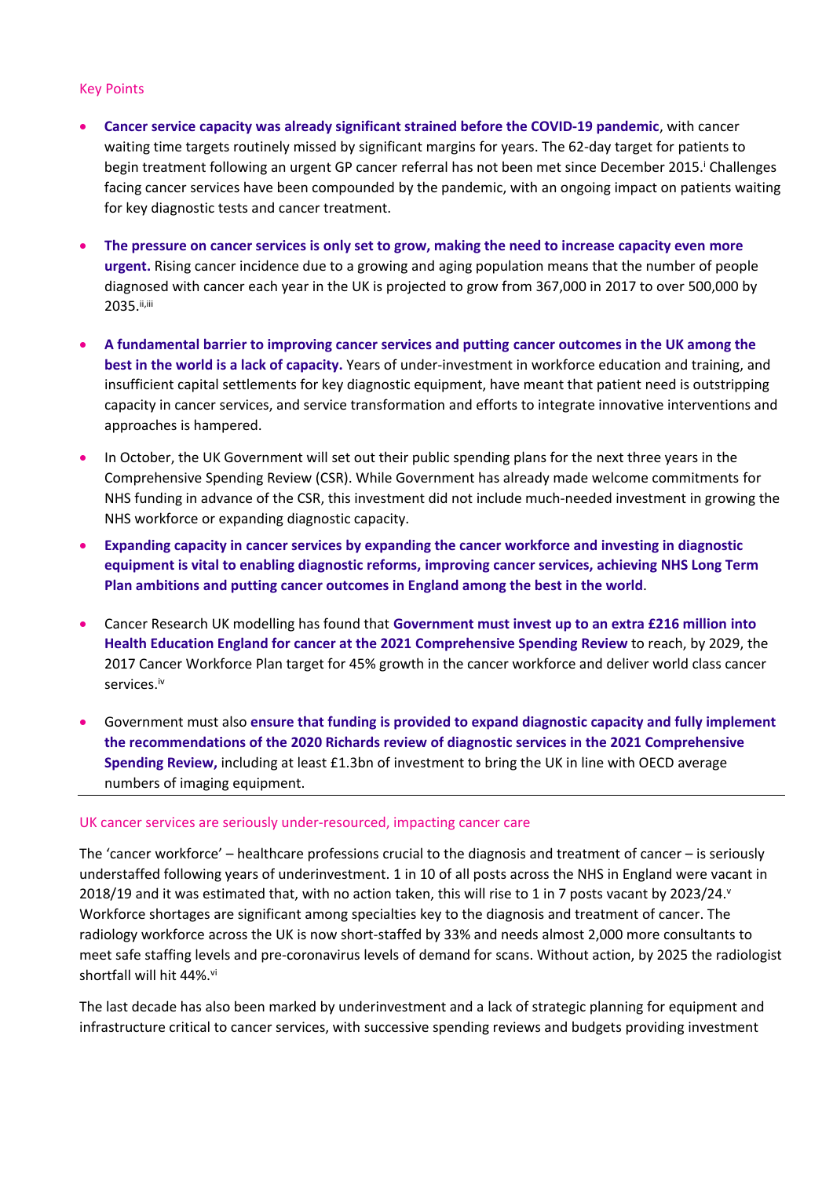## Key Points

- **Cancer service capacity was already significant strained before the COVID-19 pandemic**, with cancer waiting time targets routinely missed by significant margins for years. The 62-day target for patients to begin treatment following an urgent GP cancer referral has not been met since December 2015.[i] Challenges facing cancer services have been compounded by the pandemic, with an ongoing impact on patients waiting for key diagnostic tests and cancer treatment.

- **The pressure on cancer services is only set to grow, making the need to increase capacity even more urgent.** Rising cancer incidence due to a growing and aging population means that the number of people diagnosed with cancer each year in the UK is projected to grow from 367,000 in 2017 to over 500,000 by 2035.[ii,iii]

- **A fundamental barrier to improving cancer services and putting cancer outcomes in the UK among the best in the world is a lack of capacity.** Years of under-investment in workforce education and training, and insufficient capital settlements for key diagnostic equipment, have meant that patient need is outstripping capacity in cancer services, and service transformation and efforts to integrate innovative interventions and approaches is hampered.

- In October, the UK Government will set out their public spending plans for the next three years in the Comprehensive Spending Review (CSR). While Government has already made welcome commitments for NHS funding in advance of the CSR, this investment did not include much-needed investment in growing the NHS workforce or expanding diagnostic capacity.

- **Expanding capacity in cancer services by expanding the cancer workforce and investing in diagnostic equipment is vital to enabling diagnostic reforms, improving cancer services, achieving NHS Long Term Plan ambitions and putting cancer outcomes in England among the best in the world**.

- Cancer Research UK modelling has found that **Government must invest up to an extra £216 million into Health Education England for cancer at the 2021 Comprehensive Spending Review** to reach, by 2029, the 2017 Cancer Workforce Plan target for 45% growth in the cancer workforce and deliver world class cancer services.[iv]

- Government must also **ensure that funding is provided to expand diagnostic capacity and fully implement the recommendations of the 2020 Richards review of diagnostic services in the 2021 Comprehensive Spending Review,** including at least £1.3bn of investment to bring the UK in line with OECD average numbers of imaging equipment.

---

## UK cancer services are seriously under-resourced, impacting cancer care

The 'cancer workforce' – healthcare professions crucial to the diagnosis and treatment of cancer – is seriously understaffed following years of underinvestment. 1 in 10 of all posts across the NHS in England were vacant in 2018/19 and it was estimated that, with no action taken, this will rise to 1 in 7 posts vacant by 2023/24.[v] Workforce shortages are significant among specialties key to the diagnosis and treatment of cancer. The radiology workforce across the UK is now short-staffed by 33% and needs almost 2,000 more consultants to meet safe staffing levels and pre-coronavirus levels of demand for scans. Without action, by 2025 the radiologist shortfall will hit 44%.[vi]

The last decade has also been marked by underinvestment and a lack of strategic planning for equipment and infrastructure critical to cancer services, with successive spending reviews and budgets providing investment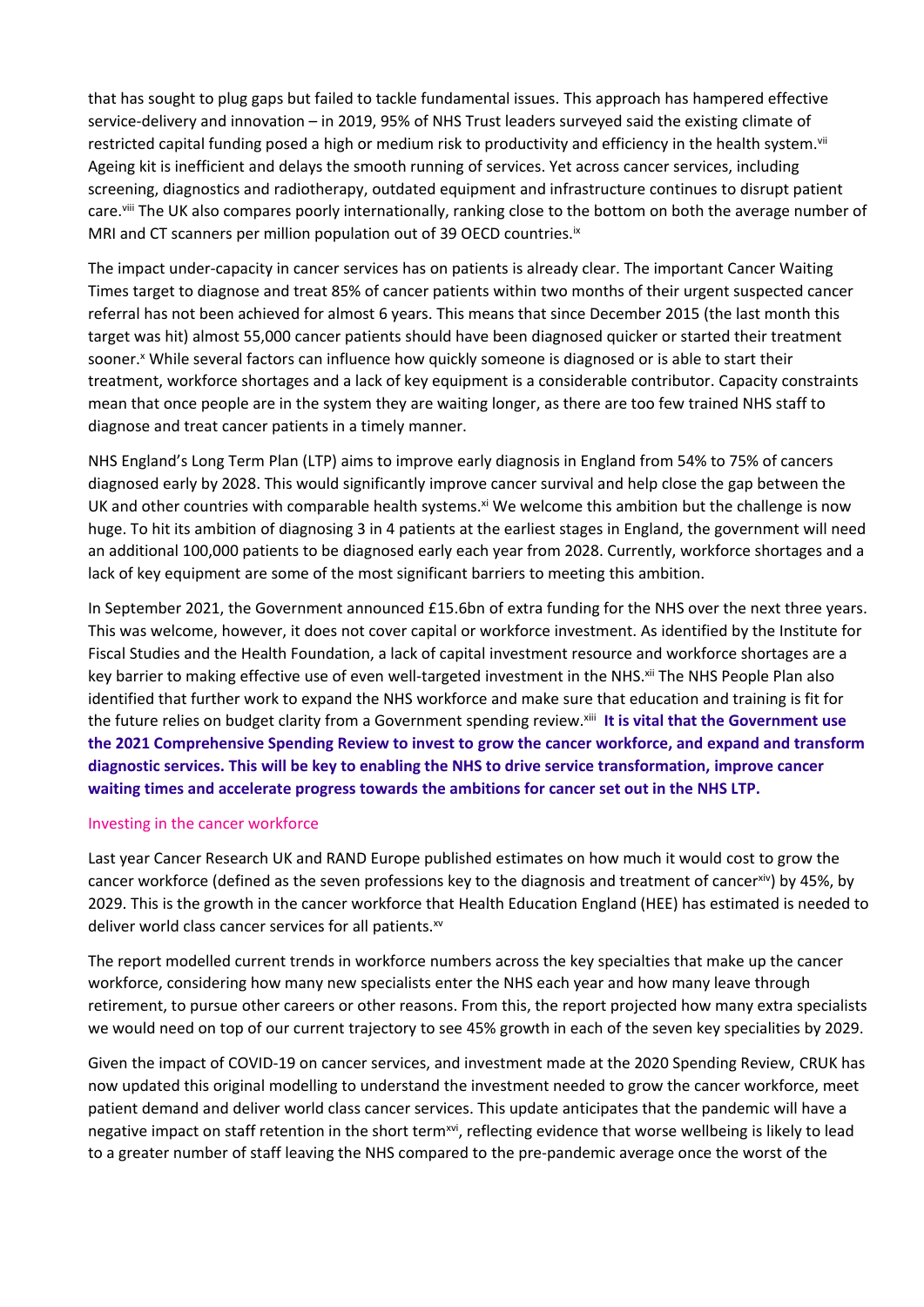that has sought to plug gaps but failed to tackle fundamental issues. This approach has hampered effective service-delivery and innovation – in 2019, 95% of NHS Trust leaders surveyed said the existing climate of restricted capital funding posed a high or medium risk to productivity and efficiency in the health system.[vii] Ageing kit is inefficient and delays the smooth running of services. Yet across cancer services, including screening, diagnostics and radiotherapy, outdated equipment and infrastructure continues to disrupt patient care.[viii] The UK also compares poorly internationally, ranking close to the bottom on both the average number of MRI and CT scanners per million population out of 39 OECD countries.[ix]

The impact under-capacity in cancer services has on patients is already clear. The important Cancer Waiting Times target to diagnose and treat 85% of cancer patients within two months of their urgent suspected cancer referral has not been achieved for almost 6 years. This means that since December 2015 (the last month this target was hit) almost 55,000 cancer patients should have been diagnosed quicker or started their treatment sooner.[x] While several factors can influence how quickly someone is diagnosed or is able to start their treatment, workforce shortages and a lack of key equipment is a considerable contributor. Capacity constraints mean that once people are in the system they are waiting longer, as there are too few trained NHS staff to diagnose and treat cancer patients in a timely manner.

NHS England's Long Term Plan (LTP) aims to improve early diagnosis in England from 54% to 75% of cancers diagnosed early by 2028. This would significantly improve cancer survival and help close the gap between the UK and other countries with comparable health systems.[xi] We welcome this ambition but the challenge is now huge. To hit its ambition of diagnosing 3 in 4 patients at the earliest stages in England, the government will need an additional 100,000 patients to be diagnosed early each year from 2028. Currently, workforce shortages and a lack of key equipment are some of the most significant barriers to meeting this ambition.

In September 2021, the Government announced £15.6bn of extra funding for the NHS over the next three years. This was welcome, however, it does not cover capital or workforce investment. As identified by the Institute for Fiscal Studies and the Health Foundation, a lack of capital investment resource and workforce shortages are a key barrier to making effective use of even well-targeted investment in the NHS.[xii] The NHS People Plan also identified that further work to expand the NHS workforce and make sure that education and training is fit for the future relies on budget clarity from a Government spending review.[xiii] **It is vital that the Government use the 2021 Comprehensive Spending Review to invest to grow the cancer workforce, and expand and transform diagnostic services. This will be key to enabling the NHS to drive service transformation, improve cancer waiting times and accelerate progress towards the ambitions for cancer set out in the NHS LTP.**

## Investing in the cancer workforce

Last year Cancer Research UK and RAND Europe published estimates on how much it would cost to grow the cancer workforce (defined as the seven professions key to the diagnosis and treatment of cancer[xiv]) by 45%, by 2029. This is the growth in the cancer workforce that Health Education England (HEE) has estimated is needed to deliver world class cancer services for all patients.[xv]

The report modelled current trends in workforce numbers across the key specialties that make up the cancer workforce, considering how many new specialists enter the NHS each year and how many leave through retirement, to pursue other careers or other reasons. From this, the report projected how many extra specialists we would need on top of our current trajectory to see 45% growth in each of the seven key specialities by 2029.

Given the impact of COVID-19 on cancer services, and investment made at the 2020 Spending Review, CRUK has now updated this original modelling to understand the investment needed to grow the cancer workforce, meet patient demand and deliver world class cancer services. This update anticipates that the pandemic will have a negative impact on staff retention in the short term[xvi], reflecting evidence that worse wellbeing is likely to lead to a greater number of staff leaving the NHS compared to the pre-pandemic average once the worst of the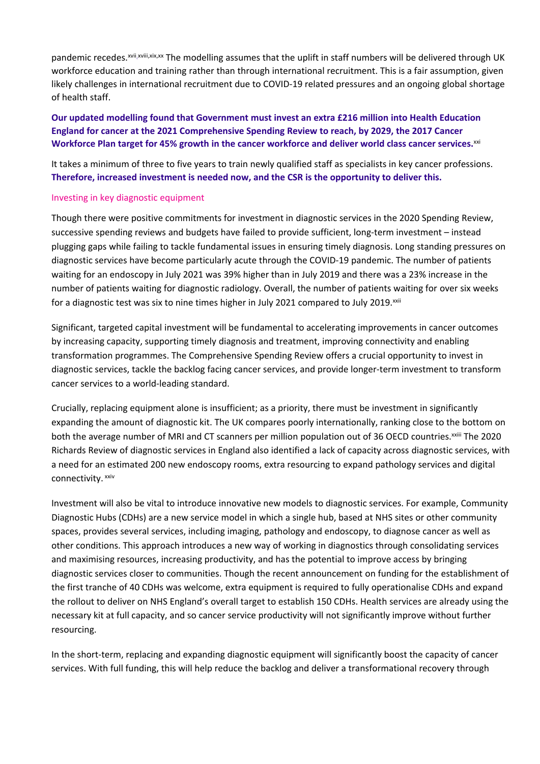pandemic recedes.[xvii,xviii,xix,xx] The modelling assumes that the uplift in staff numbers will be delivered through UK workforce education and training rather than through international recruitment. This is a fair assumption, given likely challenges in international recruitment due to COVID-19 related pressures and an ongoing global shortage of health staff.

**Our updated modelling found that Government must invest an extra £216 million into Health Education England for cancer at the 2021 Comprehensive Spending Review to reach, by 2029, the 2017 Cancer Workforce Plan target for 45% growth in the cancer workforce and deliver world class cancer services.**[xxi]

It takes a minimum of three to five years to train newly qualified staff as specialists in key cancer professions. **Therefore, increased investment is needed now, and the CSR is the opportunity to deliver this.**

### Investing in key diagnostic equipment

Though there were positive commitments for investment in diagnostic services in the 2020 Spending Review, successive spending reviews and budgets have failed to provide sufficient, long-term investment – instead plugging gaps while failing to tackle fundamental issues in ensuring timely diagnosis. Long standing pressures on diagnostic services have become particularly acute through the COVID-19 pandemic. The number of patients waiting for an endoscopy in July 2021 was 39% higher than in July 2019 and there was a 23% increase in the number of patients waiting for diagnostic radiology. Overall, the number of patients waiting for over six weeks for a diagnostic test was six to nine times higher in July 2021 compared to July 2019.[xxii]

Significant, targeted capital investment will be fundamental to accelerating improvements in cancer outcomes by increasing capacity, supporting timely diagnosis and treatment, improving connectivity and enabling transformation programmes. The Comprehensive Spending Review offers a crucial opportunity to invest in diagnostic services, tackle the backlog facing cancer services, and provide longer-term investment to transform cancer services to a world-leading standard.

Crucially, replacing equipment alone is insufficient; as a priority, there must be investment in significantly expanding the amount of diagnostic kit. The UK compares poorly internationally, ranking close to the bottom on both the average number of MRI and CT scanners per million population out of 36 OECD countries.[xxiii] The 2020 Richards Review of diagnostic services in England also identified a lack of capacity across diagnostic services, with a need for an estimated 200 new endoscopy rooms, extra resourcing to expand pathology services and digital connectivity.[xxiv]

Investment will also be vital to introduce innovative new models to diagnostic services. For example, Community Diagnostic Hubs (CDHs) are a new service model in which a single hub, based at NHS sites or other community spaces, provides several services, including imaging, pathology and endoscopy, to diagnose cancer as well as other conditions. This approach introduces a new way of working in diagnostics through consolidating services and maximising resources, increasing productivity, and has the potential to improve access by bringing diagnostic services closer to communities. Though the recent announcement on funding for the establishment of the first tranche of 40 CDHs was welcome, extra equipment is required to fully operationalise CDHs and expand the rollout to deliver on NHS England's overall target to establish 150 CDHs. Health services are already using the necessary kit at full capacity, and so cancer service productivity will not significantly improve without further resourcing.

In the short-term, replacing and expanding diagnostic equipment will significantly boost the capacity of cancer services. With full funding, this will help reduce the backlog and deliver a transformational recovery through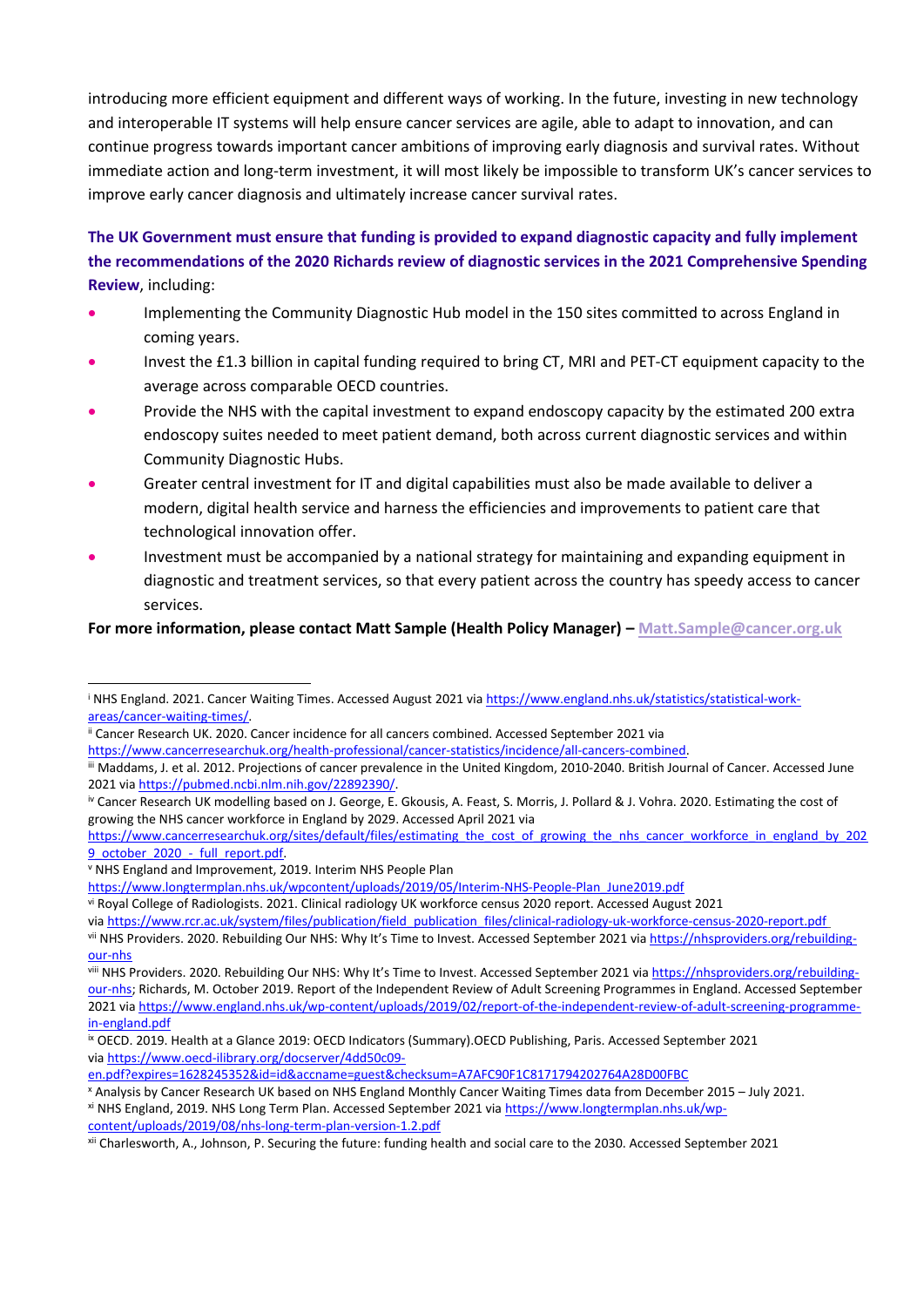introducing more efficient equipment and different ways of working. In the future, investing in new technology and interoperable IT systems will help ensure cancer services are agile, able to adapt to innovation, and can continue progress towards important cancer ambitions of improving early diagnosis and survival rates. Without immediate action and long-term investment, it will most likely be impossible to transform UK's cancer services to improve early cancer diagnosis and ultimately increase cancer survival rates.

**The UK Government must ensure that funding is provided to expand diagnostic capacity and fully implement the recommendations of the 2020 Richards review of diagnostic services in the 2021 Comprehensive Spending Review**, including:

- Implementing the Community Diagnostic Hub model in the 150 sites committed to across England in coming years.
- Invest the £1.3 billion in capital funding required to bring CT, MRI and PET-CT equipment capacity to the average across comparable OECD countries.
- Provide the NHS with the capital investment to expand endoscopy capacity by the estimated 200 extra endoscopy suites needed to meet patient demand, both across current diagnostic services and within Community Diagnostic Hubs.
- Greater central investment for IT and digital capabilities must also be made available to deliver a modern, digital health service and harness the efficiencies and improvements to patient care that technological innovation offer.
- Investment must be accompanied by a national strategy for maintaining and expanding equipment in diagnostic and treatment services, so that every patient across the country has speedy access to cancer services.

**For more information, please contact Matt Sample (Health Policy Manager) –** Matt.Sample@cancer.org.uk

---

[i] NHS England. 2021. Cancer Waiting Times. Accessed August 2021 via https://www.england.nhs.uk/statistics/statistical-work-areas/cancer-waiting-times/.

[ii] Cancer Research UK. 2020. Cancer incidence for all cancers combined. Accessed September 2021 via https://www.cancerresearchuk.org/health-professional/cancer-statistics/incidence/all-cancers-combined.

[iii] Maddams, J. et al. 2012. Projections of cancer prevalence in the United Kingdom, 2010-2040. British Journal of Cancer. Accessed June 2021 via https://pubmed.ncbi.nlm.nih.gov/22892390/.

[iv] Cancer Research UK modelling based on J. George, E. Gkousis, A. Feast, S. Morris, J. Pollard & J. Vohra. 2020. Estimating the cost of growing the NHS cancer workforce in England by 2029. Accessed April 2021 via https://www.cancerresearchuk.org/sites/default/files/estimating_the_cost_of_growing_the_nhs_cancer_workforce_in_england_by_2029_october_2020_-_full_report.pdf.

[v] NHS England and Improvement, 2019. Interim NHS People Plan https://www.longtermplan.nhs.uk/wpcontent/uploads/2019/05/Interim-NHS-People-Plan_June2019.pdf

[vi] Royal College of Radiologists. 2021. Clinical radiology UK workforce census 2020 report. Accessed August 2021 via https://www.rcr.ac.uk/system/files/publication/field_publication_files/clinical-radiology-uk-workforce-census-2020-report.pdf

[vii] NHS Providers. 2020. Rebuilding Our NHS: Why It's Time to Invest. Accessed September 2021 via https://nhsproviders.org/rebuilding-our-nhs

[viii] NHS Providers. 2020. Rebuilding Our NHS: Why It's Time to Invest. Accessed September 2021 via https://nhsproviders.org/rebuilding-our-nhs; Richards, M. October 2019. Report of the Independent Review of Adult Screening Programmes in England. Accessed September 2021 via https://www.england.nhs.uk/wp-content/uploads/2019/02/report-of-the-independent-review-of-adult-screening-programme-in-england.pdf

[ix] OECD. 2019. Health at a Glance 2019: OECD Indicators (Summary).OECD Publishing, Paris. Accessed September 2021 via https://www.oecd-ilibrary.org/docserver/4dd50c09-en.pdf?expires=1628245352&id=id&accname=guest&checksum=A7AFC90F1C8171794202764A28D00FBC

[x] Analysis by Cancer Research UK based on NHS England Monthly Cancer Waiting Times data from December 2015 – July 2021.

[xi] NHS England, 2019. NHS Long Term Plan. Accessed September 2021 via https://www.longtermplan.nhs.uk/wp-content/uploads/2019/08/nhs-long-term-plan-version-1.2.pdf

[xii] Charlesworth, A., Johnson, P. Securing the future: funding health and social care to the 2030. Accessed September 2021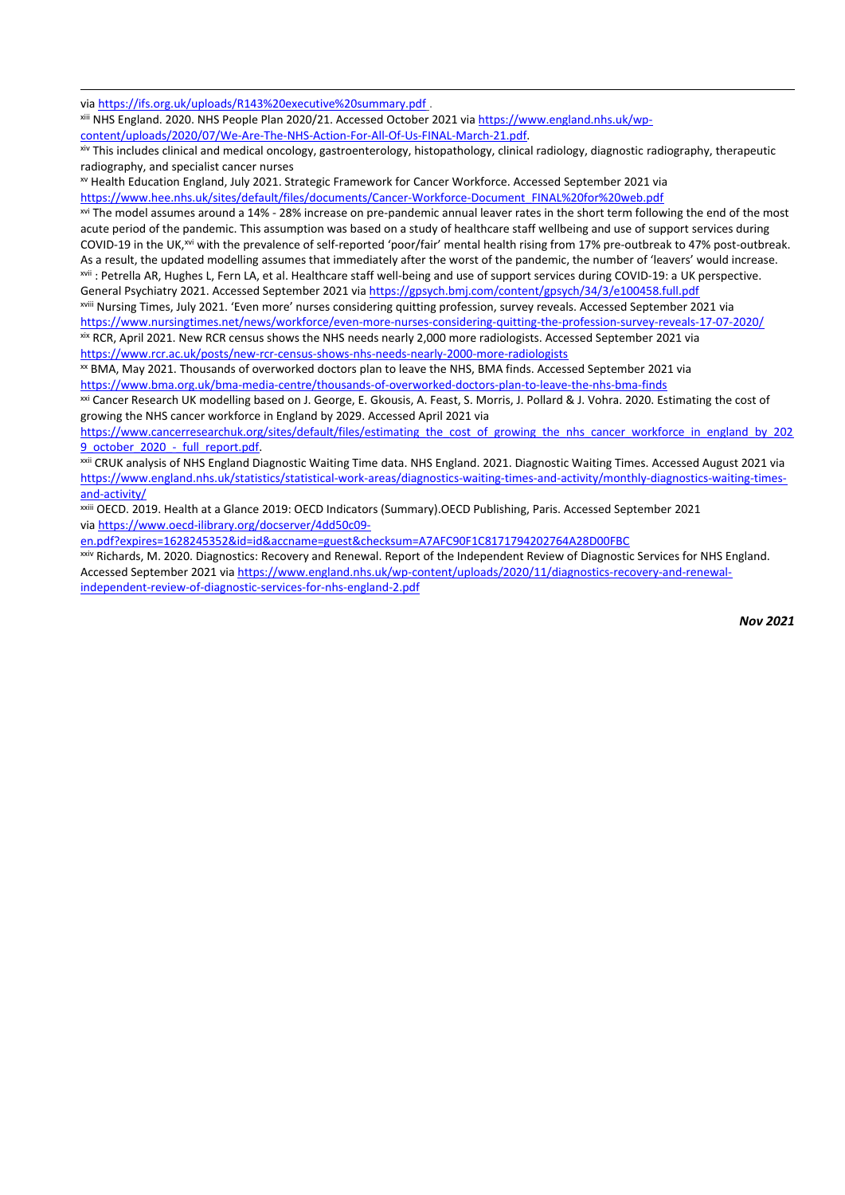via https://ifs.org.uk/uploads/R143%20executive%20summary.pdf .

[xiii] NHS England. 2020. NHS People Plan 2020/21. Accessed October 2021 via https://www.england.nhs.uk/wp-content/uploads/2020/07/We-Are-The-NHS-Action-For-All-Of-Us-FINAL-March-21.pdf.

[xiv] This includes clinical and medical oncology, gastroenterology, histopathology, clinical radiology, diagnostic radiography, therapeutic radiography, and specialist cancer nurses

[xv] Health Education England, July 2021. Strategic Framework for Cancer Workforce. Accessed September 2021 via https://www.hee.nhs.uk/sites/default/files/documents/Cancer-Workforce-Document_FINAL%20for%20web.pdf

[xvi] The model assumes around a 14% - 28% increase on pre-pandemic annual leaver rates in the short term following the end of the most acute period of the pandemic. This assumption was based on a study of healthcare staff wellbeing and use of support services during COVID-19 in the UK,[xvi] with the prevalence of self-reported 'poor/fair' mental health rising from 17% pre-outbreak to 47% post-outbreak. As a result, the updated modelling assumes that immediately after the worst of the pandemic, the number of 'leavers' would increase.

[xvii] : Petrella AR, Hughes L, Fern LA, et al. Healthcare staff well-being and use of support services during COVID-19: a UK perspective. General Psychiatry 2021. Accessed September 2021 via https://gpsych.bmj.com/content/gpsych/34/3/e100458.full.pdf

[xviii] Nursing Times, July 2021. 'Even more' nurses considering quitting profession, survey reveals. Accessed September 2021 via https://www.nursingtimes.net/news/workforce/even-more-nurses-considering-quitting-the-profession-survey-reveals-17-07-2020/

[xix] RCR, April 2021. New RCR census shows the NHS needs nearly 2,000 more radiologists. Accessed September 2021 via https://www.rcr.ac.uk/posts/new-rcr-census-shows-nhs-needs-nearly-2000-more-radiologists

[xx] BMA, May 2021. Thousands of overworked doctors plan to leave the NHS, BMA finds. Accessed September 2021 via https://www.bma.org.uk/bma-media-centre/thousands-of-overworked-doctors-plan-to-leave-the-nhs-bma-finds

[xxi] Cancer Research UK modelling based on J. George, E. Gkousis, A. Feast, S. Morris, J. Pollard & J. Vohra. 2020. Estimating the cost of growing the NHS cancer workforce in England by 2029. Accessed April 2021 via https://www.cancerresearchuk.org/sites/default/files/estimating_the_cost_of_growing_the_nhs_cancer_workforce_in_england_by_2029_october_2020_-_full_report.pdf.

[xxii] CRUK analysis of NHS England Diagnostic Waiting Time data. NHS England. 2021. Diagnostic Waiting Times. Accessed August 2021 via https://www.england.nhs.uk/statistics/statistical-work-areas/diagnostics-waiting-times-and-activity/monthly-diagnostics-waiting-times-and-activity/

[xxiii] OECD. 2019. Health at a Glance 2019: OECD Indicators (Summary).OECD Publishing, Paris. Accessed September 2021 via https://www.oecd-ilibrary.org/docserver/4dd50c09-en.pdf?expires=1628245352&id=id&accname=guest&checksum=A7AFC90F1C8171794202764A28D00FBC

[xxiv] Richards, M. 2020. Diagnostics: Recovery and Renewal. Report of the Independent Review of Diagnostic Services for NHS England. Accessed September 2021 via https://www.england.nhs.uk/wp-content/uploads/2020/11/diagnostics-recovery-and-renewal-independent-review-of-diagnostic-services-for-nhs-england-2.pdf

***Nov 2021***